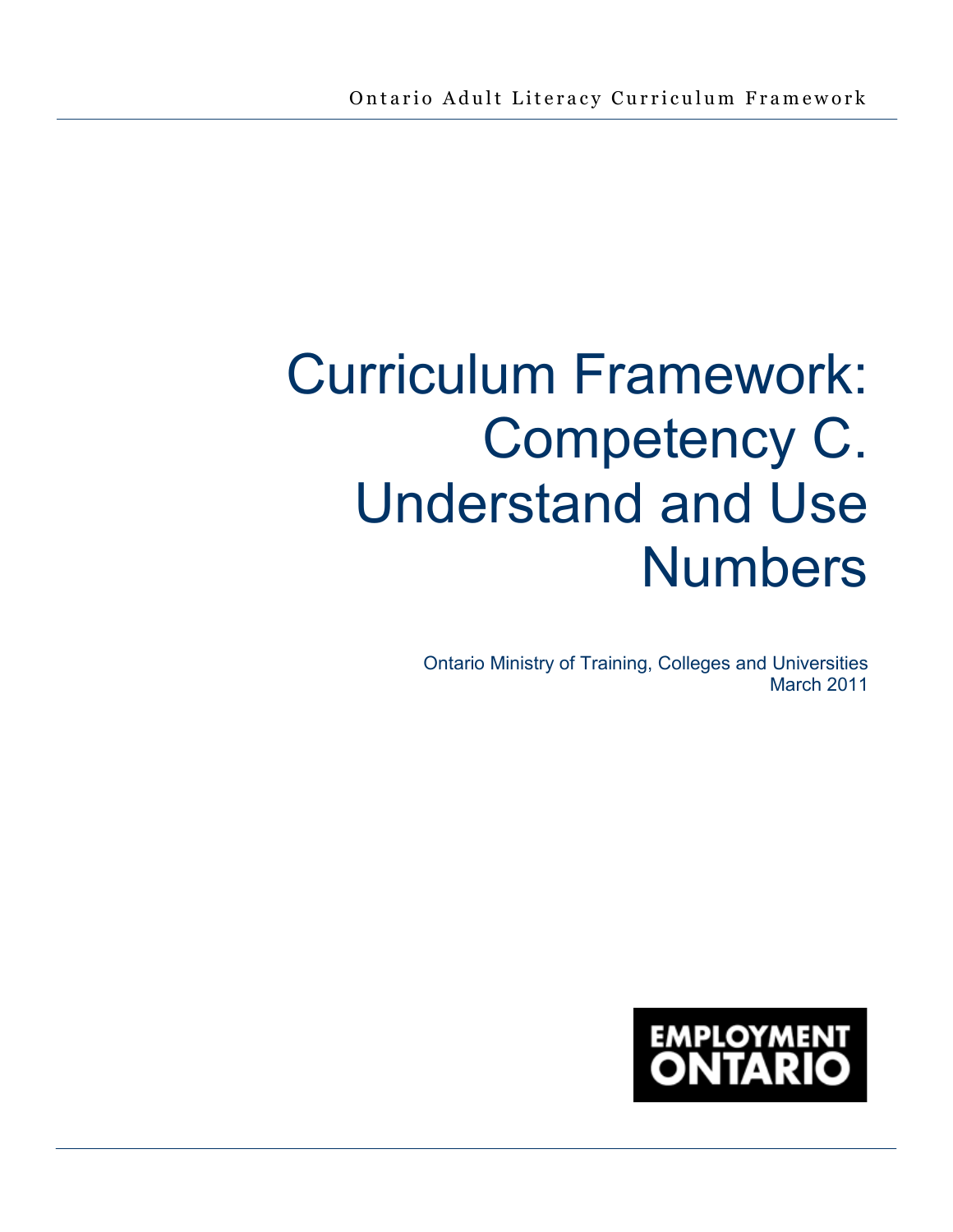Ontario Adult Literacy Curriculum Framework

# Curriculum Framework: Competency C. Understand and Use Numbers

Ontario Ministry of Training, Colleges and Universities
March 2011

EMPLOYMENT ONTARIO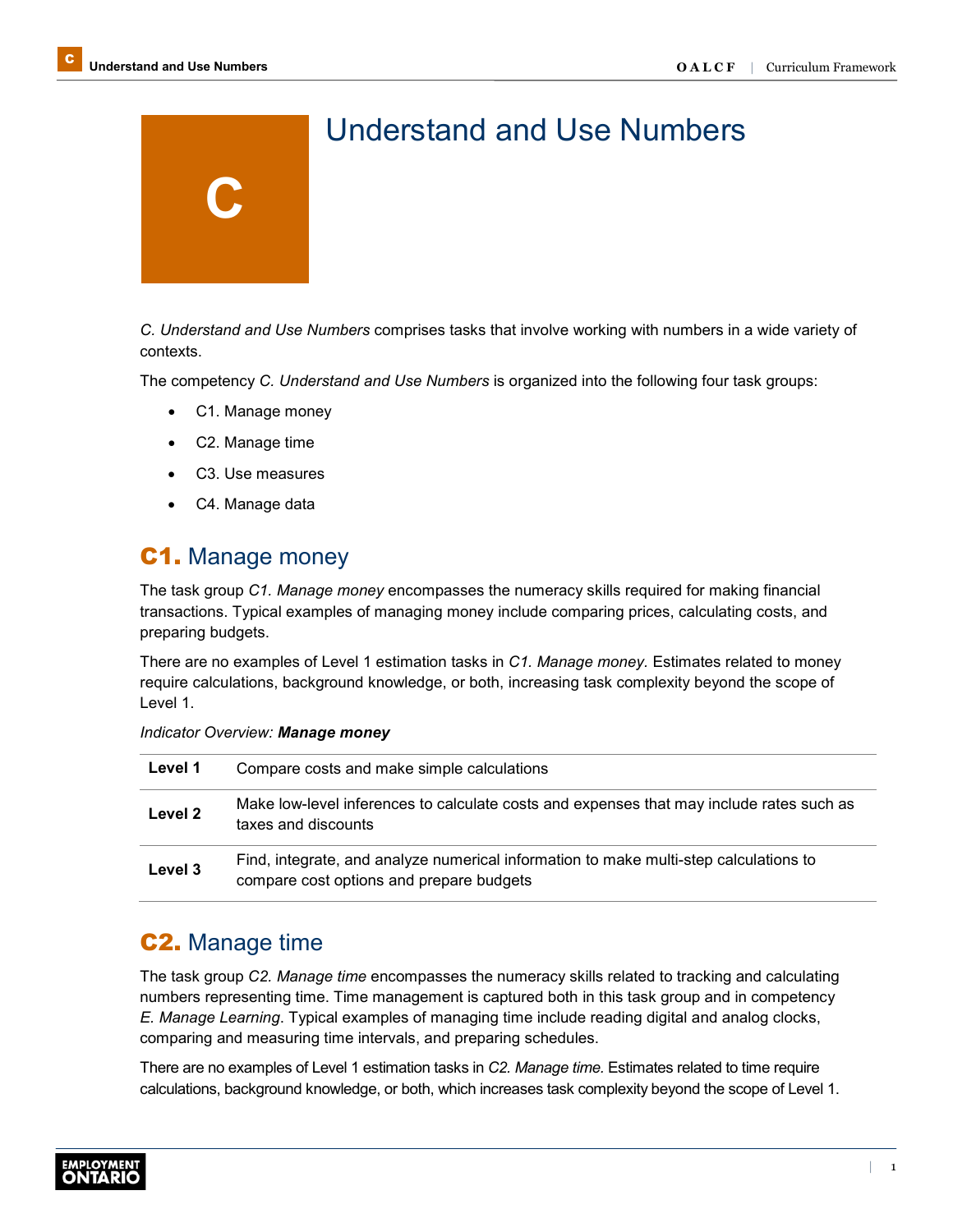# C Understand and Use Numbers

*C. Understand and Use Numbers* comprises tasks that involve working with numbers in a wide variety of contexts.

The competency *C. Understand and Use Numbers* is organized into the following four task groups:

- C1. Manage money
- C2. Manage time
- C3. Use measures
- C4. Manage data

## C1. Manage money

The task group *C1. Manage money* encompasses the numeracy skills required for making financial transactions. Typical examples of managing money include comparing prices, calculating costs, and preparing budgets.

There are no examples of Level 1 estimation tasks in *C1. Manage money.* Estimates related to money require calculations, background knowledge, or both, increasing task complexity beyond the scope of Level 1.

*Indicator Overview:* ***Manage money***

| | |
|---|---|
| **Level 1** | Compare costs and make simple calculations |
| **Level 2** | Make low-level inferences to calculate costs and expenses that may include rates such as taxes and discounts |
| **Level 3** | Find, integrate, and analyze numerical information to make multi-step calculations to compare cost options and prepare budgets |

## C2. Manage time

The task group *C2. Manage time* encompasses the numeracy skills related to tracking and calculating numbers representing time. Time management is captured both in this task group and in competency *E. Manage Learning.* Typical examples of managing time include reading digital and analog clocks, comparing and measuring time intervals, and preparing schedules.

There are no examples of Level 1 estimation tasks in *C2. Manage time.* Estimates related to time require calculations, background knowledge, or both, which increases task complexity beyond the scope of Level 1.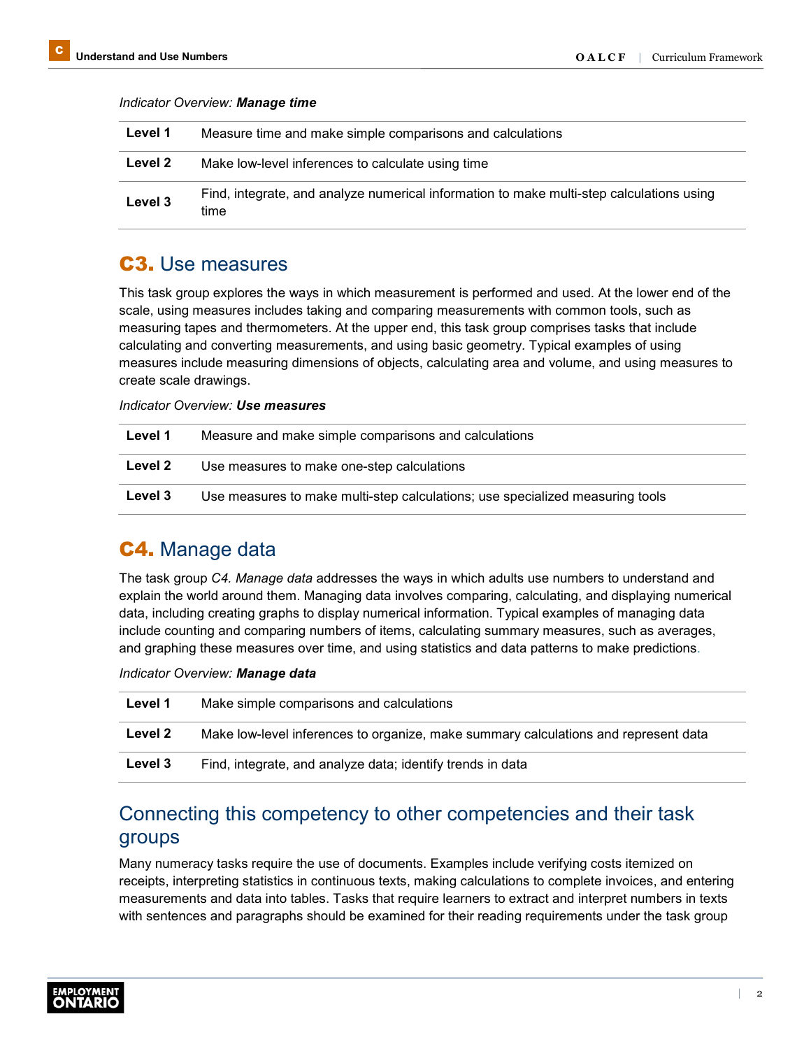*Indicator Overview:* ***Manage time***

| | |
|---|---|
| **Level 1** | Measure time and make simple comparisons and calculations |
| **Level 2** | Make low-level inferences to calculate using time |
| **Level 3** | Find, integrate, and analyze numerical information to make multi-step calculations using time |

## C3. Use measures

This task group explores the ways in which measurement is performed and used. At the lower end of the scale, using measures includes taking and comparing measurements with common tools, such as measuring tapes and thermometers. At the upper end, this task group comprises tasks that include calculating and converting measurements, and using basic geometry. Typical examples of using measures include measuring dimensions of objects, calculating area and volume, and using measures to create scale drawings.

*Indicator Overview:* ***Use measures***

| | |
|---|---|
| **Level 1** | Measure and make simple comparisons and calculations |
| **Level 2** | Use measures to make one-step calculations |
| **Level 3** | Use measures to make multi-step calculations; use specialized measuring tools |

## C4. Manage data

The task group *C4. Manage data* addresses the ways in which adults use numbers to understand and explain the world around them. Managing data involves comparing, calculating, and displaying numerical data, including creating graphs to display numerical information. Typical examples of managing data include counting and comparing numbers of items, calculating summary measures, such as averages, and graphing these measures over time, and using statistics and data patterns to make predictions.

*Indicator Overview:* ***Manage data***

| | |
|---|---|
| **Level 1** | Make simple comparisons and calculations |
| **Level 2** | Make low-level inferences to organize, make summary calculations and represent data |
| **Level 3** | Find, integrate, and analyze data; identify trends in data |

## Connecting this competency to other competencies and their task groups

Many numeracy tasks require the use of documents. Examples include verifying costs itemized on receipts, interpreting statistics in continuous texts, making calculations to complete invoices, and entering measurements and data into tables. Tasks that require learners to extract and interpret numbers in texts with sentences and paragraphs should be examined for their reading requirements under the task group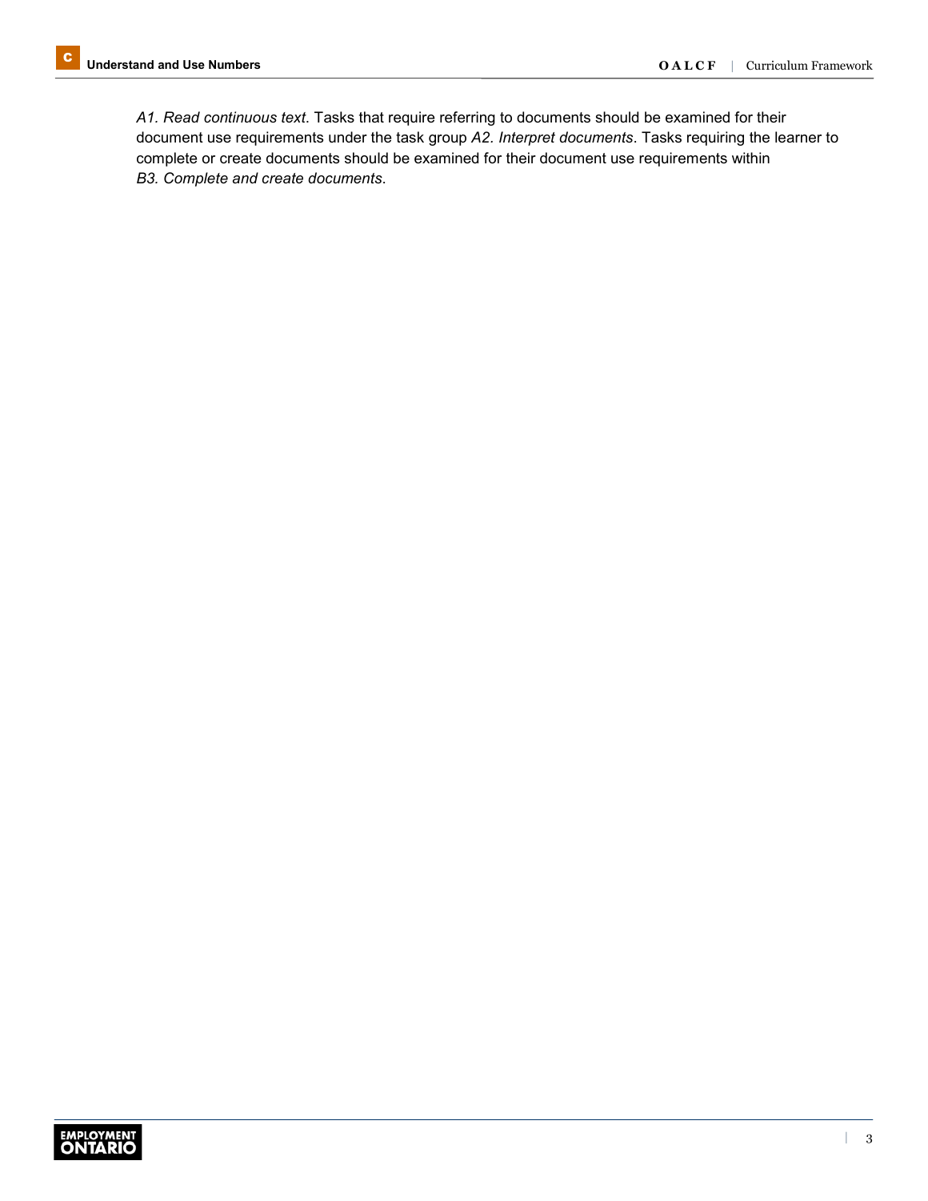*A1. Read continuous text*. Tasks that require referring to documents should be examined for their document use requirements under the task group *A2. Interpret documents*. Tasks requiring the learner to complete or create documents should be examined for their document use requirements within *B3. Complete and create documents*.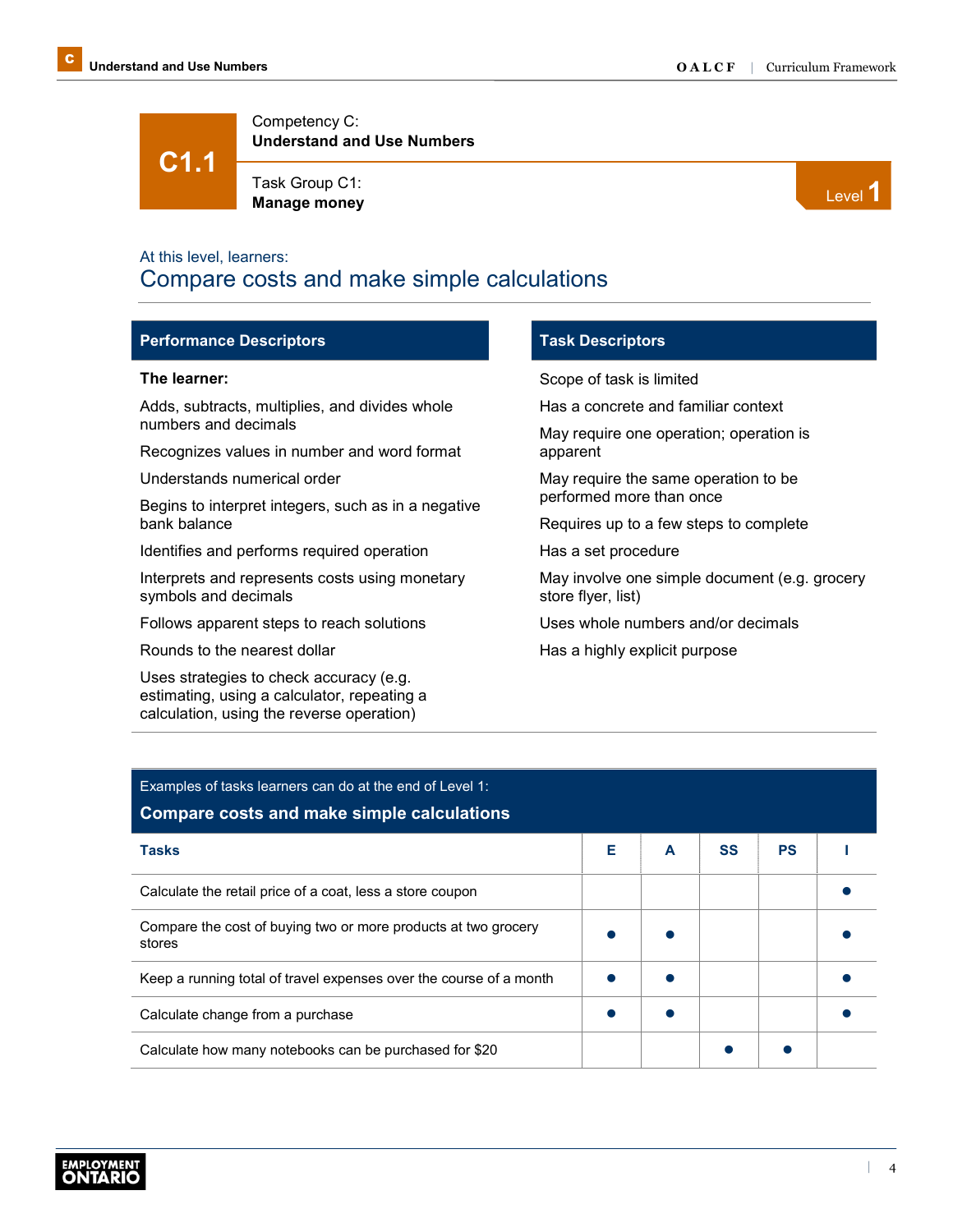# C1.1

Competency C:
**Understand and Use Numbers**

Task Group C1:
**Manage money**

Level 1

At this level, learners:

## Compare costs and make simple calculations

### Performance Descriptors

**The learner:**

Adds, subtracts, multiplies, and divides whole numbers and decimals

Recognizes values in number and word format

Understands numerical order

Begins to interpret integers, such as in a negative bank balance

Identifies and performs required operation

Interprets and represents costs using monetary symbols and decimals

Follows apparent steps to reach solutions

Rounds to the nearest dollar

Uses strategies to check accuracy (e.g. estimating, using a calculator, repeating a calculation, using the reverse operation)

### Task Descriptors

Scope of task is limited

Has a concrete and familiar context

May require one operation; operation is apparent

May require the same operation to be performed more than once

Requires up to a few steps to complete

Has a set procedure

May involve one simple document (e.g. grocery store flyer, list)

Uses whole numbers and/or decimals

Has a highly explicit purpose

Examples of tasks learners can do at the end of Level 1:

**Compare costs and make simple calculations**

| Tasks | E | A | SS | PS | I |
|---|---|---|---|---|---|
| Calculate the retail price of a coat, less a store coupon | | | | | ● |
| Compare the cost of buying two or more products at two grocery stores | ● | ● | | | ● |
| Keep a running total of travel expenses over the course of a month | ● | ● | | | ● |
| Calculate change from a purchase | ● | ● | | | ● |
| Calculate how many notebooks can be purchased for $20 | | | ● | ● | |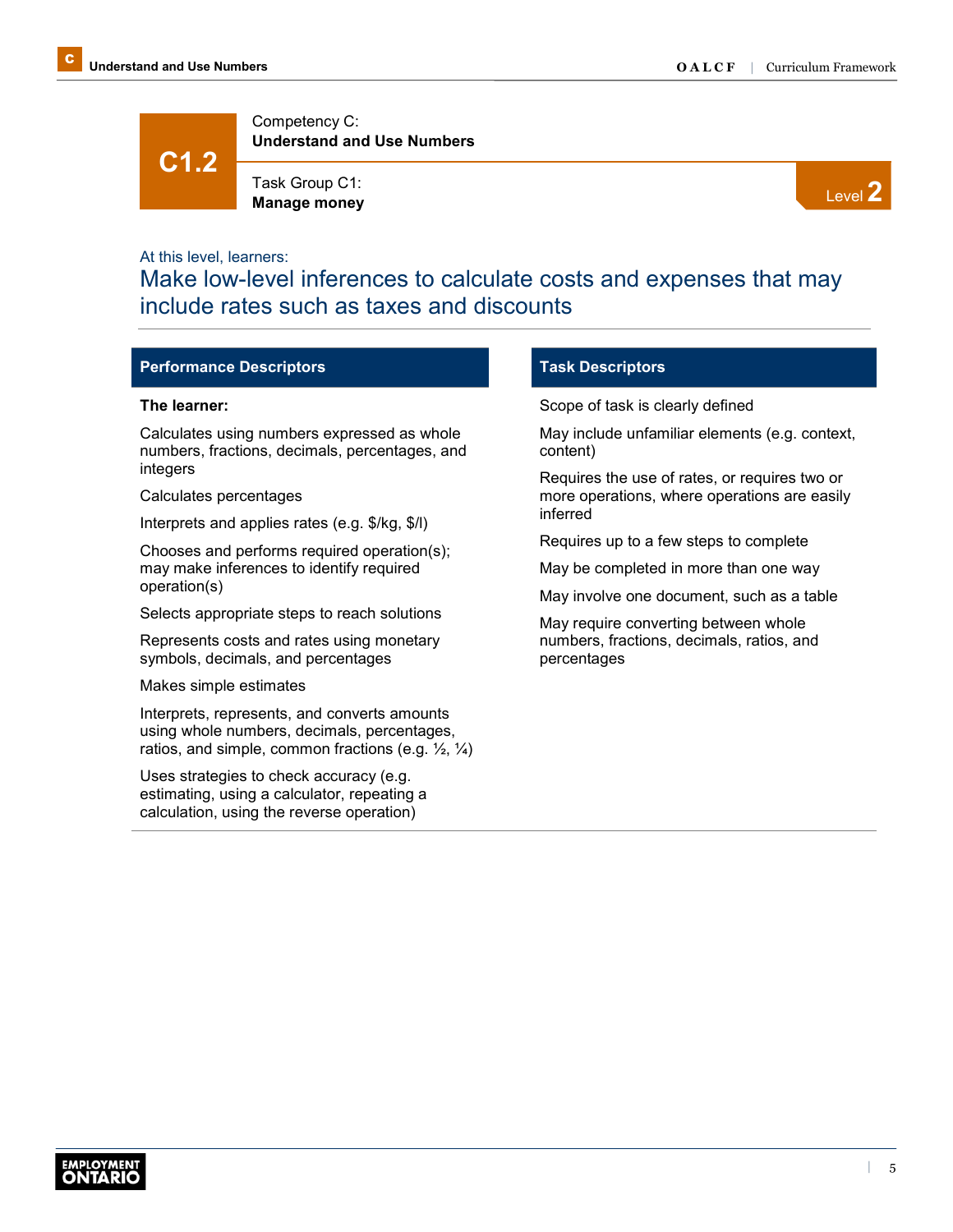# C1.2

Competency C:
**Understand and Use Numbers**

Task Group C1:
**Manage money**

Level 2

At this level, learners:

## Make low-level inferences to calculate costs and expenses that may include rates such as taxes and discounts

### Performance Descriptors

**The learner:**

Calculates using numbers expressed as whole numbers, fractions, decimals, percentages, and integers

Calculates percentages

Interprets and applies rates (e.g. $/kg, $/l)

Chooses and performs required operation(s); may make inferences to identify required operation(s)

Selects appropriate steps to reach solutions

Represents costs and rates using monetary symbols, decimals, and percentages

Makes simple estimates

Interprets, represents, and converts amounts using whole numbers, decimals, percentages, ratios, and simple, common fractions (e.g. ½, ¼)

Uses strategies to check accuracy (e.g. estimating, using a calculator, repeating a calculation, using the reverse operation)

### Task Descriptors

Scope of task is clearly defined

May include unfamiliar elements (e.g. context, content)

Requires the use of rates, or requires two or more operations, where operations are easily inferred

Requires up to a few steps to complete

May be completed in more than one way

May involve one document, such as a table

May require converting between whole numbers, fractions, decimals, ratios, and percentages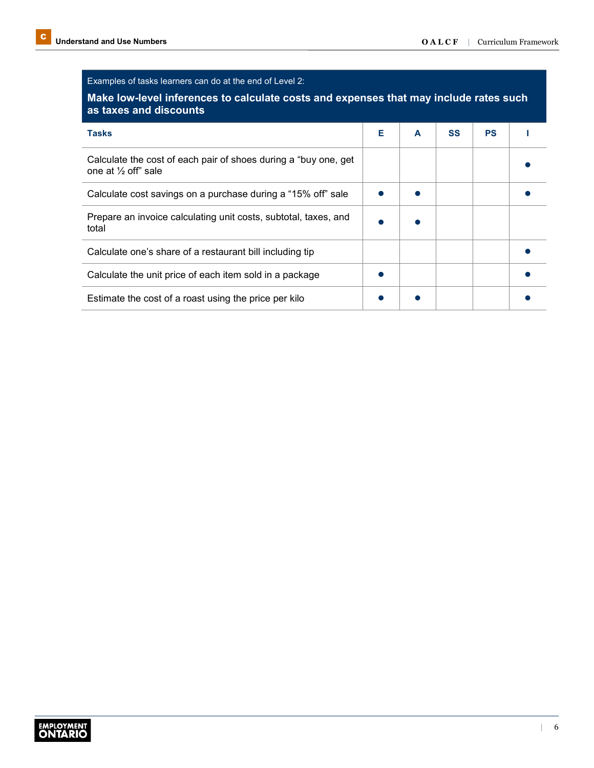Examples of tasks learners can do at the end of Level 2:

**Make low-level inferences to calculate costs and expenses that may include rates such as taxes and discounts**

| Tasks | E | A | SS | PS | I |
|---|---|---|---|---|---|
| Calculate the cost of each pair of shoes during a “buy one, get one at ½ off” sale | | | | | ● |
| Calculate cost savings on a purchase during a “15% off” sale | ● | ● | | | ● |
| Prepare an invoice calculating unit costs, subtotal, taxes, and total | ● | ● | | | |
| Calculate one’s share of a restaurant bill including tip | | | | | ● |
| Calculate the unit price of each item sold in a package | ● | | | | ● |
| Estimate the cost of a roast using the price per kilo | ● | ● | | | ● |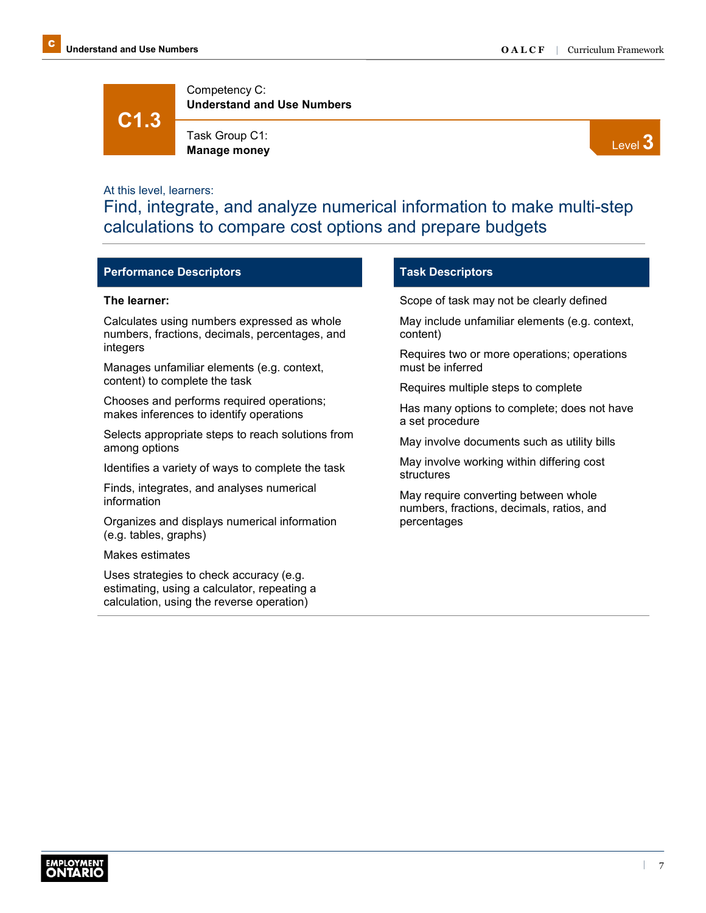# C1.3

Competency C:
**Understand and Use Numbers**

Task Group C1:
**Manage money**

Level 3

At this level, learners:

## Find, integrate, and analyze numerical information to make multi-step calculations to compare cost options and prepare budgets

### Performance Descriptors

**The learner:**

Calculates using numbers expressed as whole numbers, fractions, decimals, percentages, and integers

Manages unfamiliar elements (e.g. context, content) to complete the task

Chooses and performs required operations; makes inferences to identify operations

Selects appropriate steps to reach solutions from among options

Identifies a variety of ways to complete the task

Finds, integrates, and analyses numerical information

Organizes and displays numerical information (e.g. tables, graphs)

Makes estimates

Uses strategies to check accuracy (e.g. estimating, using a calculator, repeating a calculation, using the reverse operation)

### Task Descriptors

Scope of task may not be clearly defined

May include unfamiliar elements (e.g. context, content)

Requires two or more operations; operations must be inferred

Requires multiple steps to complete

Has many options to complete; does not have a set procedure

May involve documents such as utility bills

May involve working within differing cost structures

May require converting between whole numbers, fractions, decimals, ratios, and percentages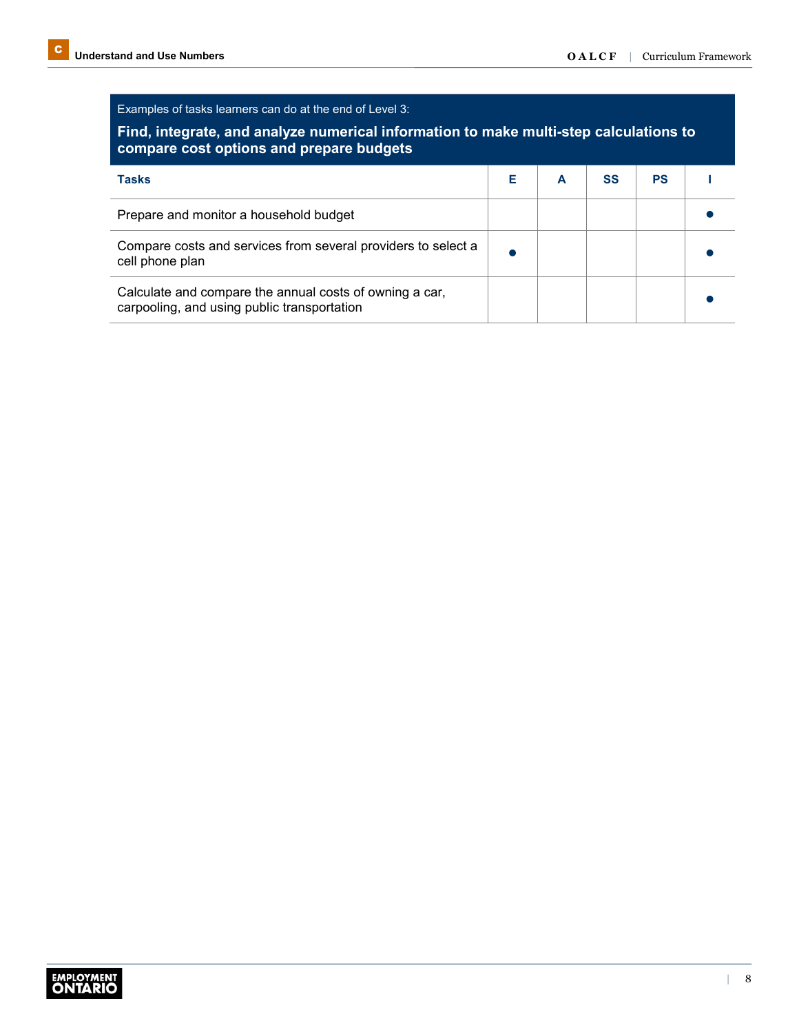Examples of tasks learners can do at the end of Level 3:

**Find, integrate, and analyze numerical information to make multi-step calculations to compare cost options and prepare budgets**

| Tasks | E | A | SS | PS | I |
|---|---|---|---|---|---|
| Prepare and monitor a household budget | | | | | ● |
| Compare costs and services from several providers to select a cell phone plan | ● | | | | ● |
| Calculate and compare the annual costs of owning a car, carpooling, and using public transportation | | | | | ● |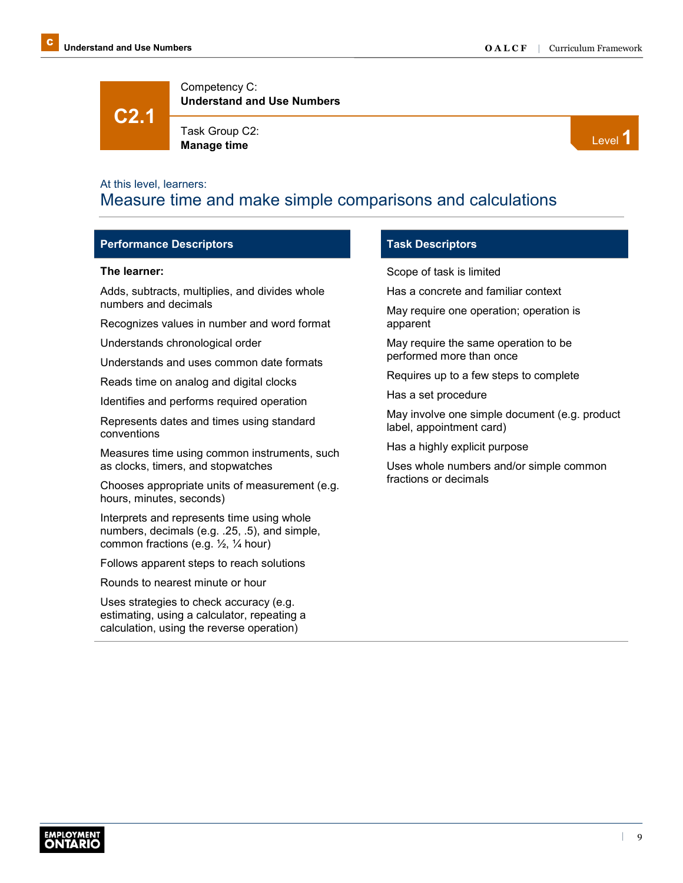# C2.1

Competency C:
**Understand and Use Numbers**

Task Group C2:
**Manage time**

Level 1

At this level, learners:

## Measure time and make simple comparisons and calculations

### Performance Descriptors

**The learner:**

Adds, subtracts, multiplies, and divides whole numbers and decimals

Recognizes values in number and word format

Understands chronological order

Understands and uses common date formats

Reads time on analog and digital clocks

Identifies and performs required operation

Represents dates and times using standard conventions

Measures time using common instruments, such as clocks, timers, and stopwatches

Chooses appropriate units of measurement (e.g. hours, minutes, seconds)

Interprets and represents time using whole numbers, decimals (e.g. .25, .5), and simple, common fractions (e.g. ½, ¼ hour)

Follows apparent steps to reach solutions

Rounds to nearest minute or hour

Uses strategies to check accuracy (e.g. estimating, using a calculator, repeating a calculation, using the reverse operation)

### Task Descriptors

Scope of task is limited

Has a concrete and familiar context

May require one operation; operation is apparent

May require the same operation to be performed more than once

Requires up to a few steps to complete

Has a set procedure

May involve one simple document (e.g. product label, appointment card)

Has a highly explicit purpose

Uses whole numbers and/or simple common fractions or decimals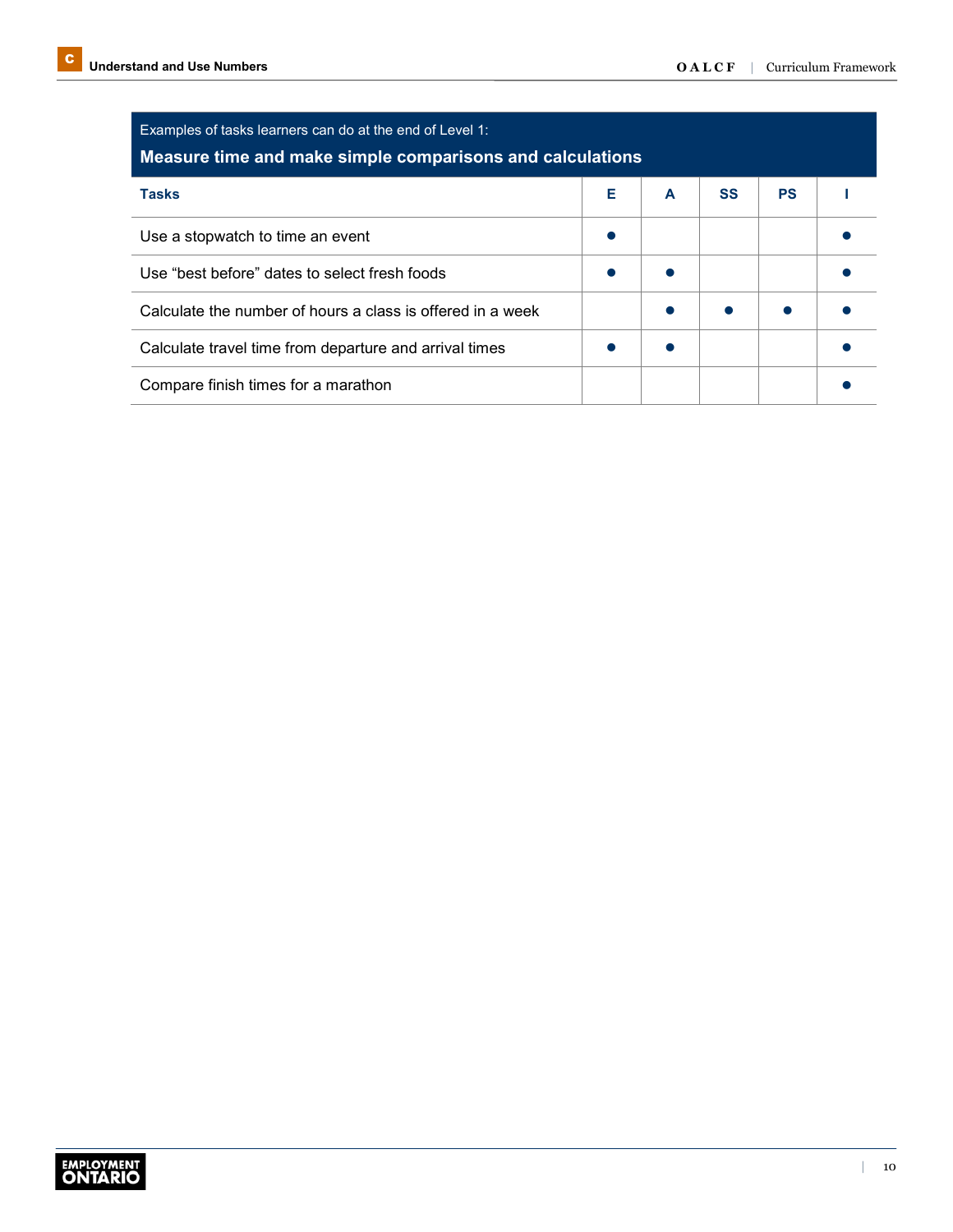Examples of tasks learners can do at the end of Level 1:

**Measure time and make simple comparisons and calculations**

| Tasks | E | A | SS | PS | I |
|---|---|---|---|---|---|
| Use a stopwatch to time an event | ● | | | | ● |
| Use "best before" dates to select fresh foods | ● | ● | | | ● |
| Calculate the number of hours a class is offered in a week | | ● | ● | ● | ● |
| Calculate travel time from departure and arrival times | ● | ● | | | ● |
| Compare finish times for a marathon | | | | | ● |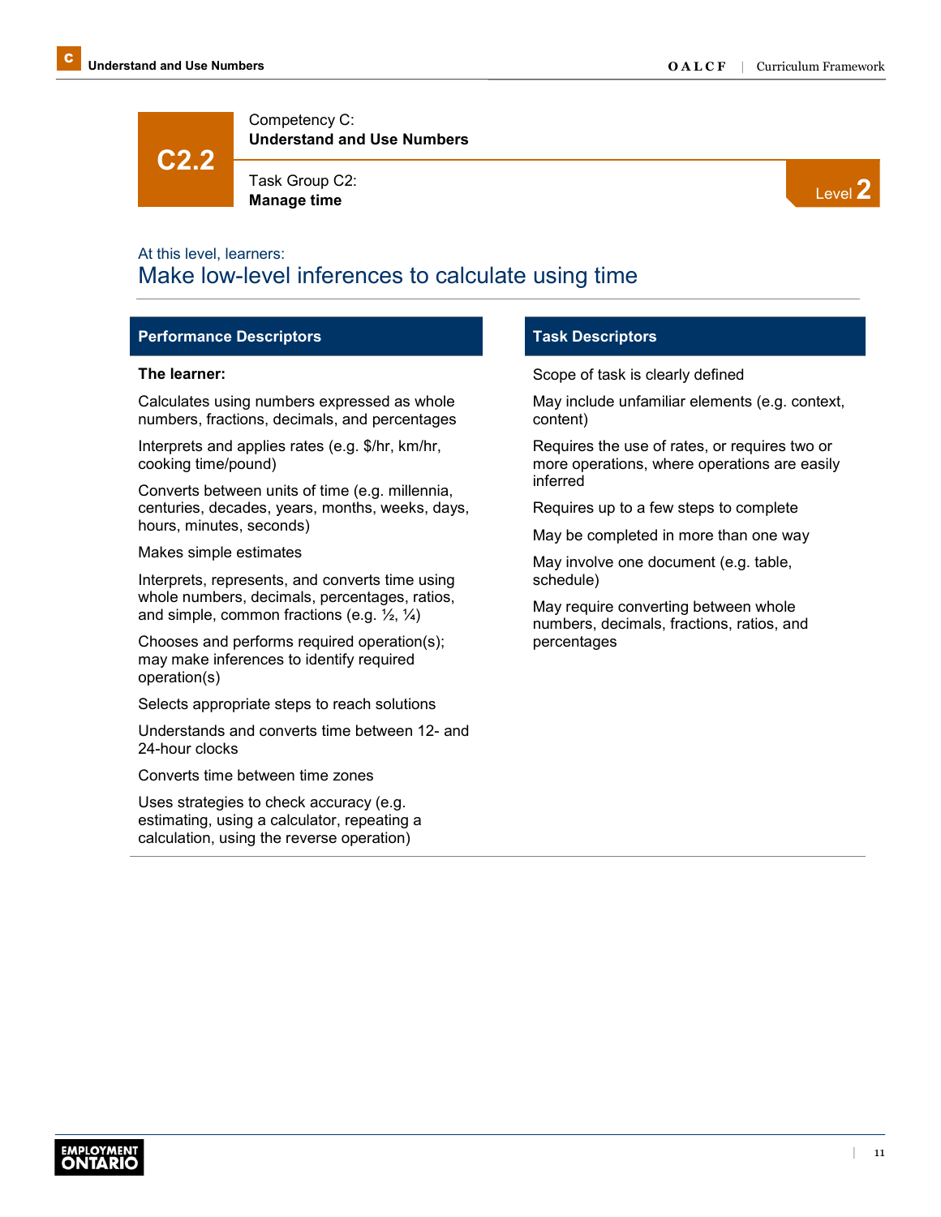# C2.2

Competency C:
**Understand and Use Numbers**

Task Group C2:
**Manage time**

Level 2

At this level, learners:

## Make low-level inferences to calculate using time

| Performance Descriptors | Task Descriptors |
|---|---|
| **The learner:** | Scope of task is clearly defined |
| Calculates using numbers expressed as whole numbers, fractions, decimals, and percentages | May include unfamiliar elements (e.g. context, content) |
| Interprets and applies rates (e.g. $/hr, km/hr, cooking time/pound) | Requires the use of rates, or requires two or more operations, where operations are easily inferred |
| Converts between units of time (e.g. millennia, centuries, decades, years, months, weeks, days, hours, minutes, seconds) | Requires up to a few steps to complete |
| Makes simple estimates | May be completed in more than one way |
| Interprets, represents, and converts time using whole numbers, decimals, percentages, ratios, and simple, common fractions (e.g. ½, ¼) | May involve one document (e.g. table, schedule) |
| Chooses and performs required operation(s); may make inferences to identify required operation(s) | May require converting between whole numbers, decimals, fractions, ratios, and percentages |
| Selects appropriate steps to reach solutions | |
| Understands and converts time between 12- and 24-hour clocks | |
| Converts time between time zones | |
| Uses strategies to check accuracy (e.g. estimating, using a calculator, repeating a calculation, using the reverse operation) | |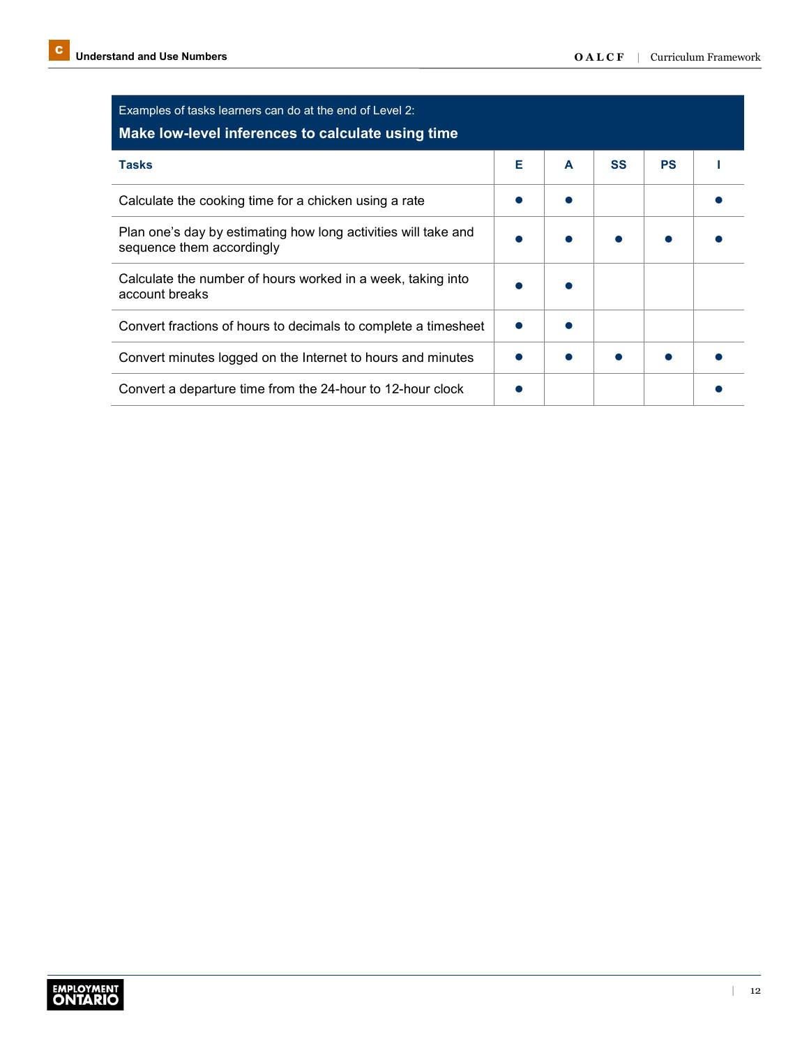Examples of tasks learners can do at the end of Level 2:

**Make low-level inferences to calculate using time**

| Tasks | E | A | SS | PS | I |
|---|---|---|---|---|---|
| Calculate the cooking time for a chicken using a rate | ● | ● | | | ● |
| Plan one's day by estimating how long activities will take and sequence them accordingly | ● | ● | ● | ● | ● |
| Calculate the number of hours worked in a week, taking into account breaks | ● | ● | | | |
| Convert fractions of hours to decimals to complete a timesheet | ● | ● | | | |
| Convert minutes logged on the Internet to hours and minutes | ● | ● | ● | ● | ● |
| Convert a departure time from the 24-hour to 12-hour clock | ● | | | | ● |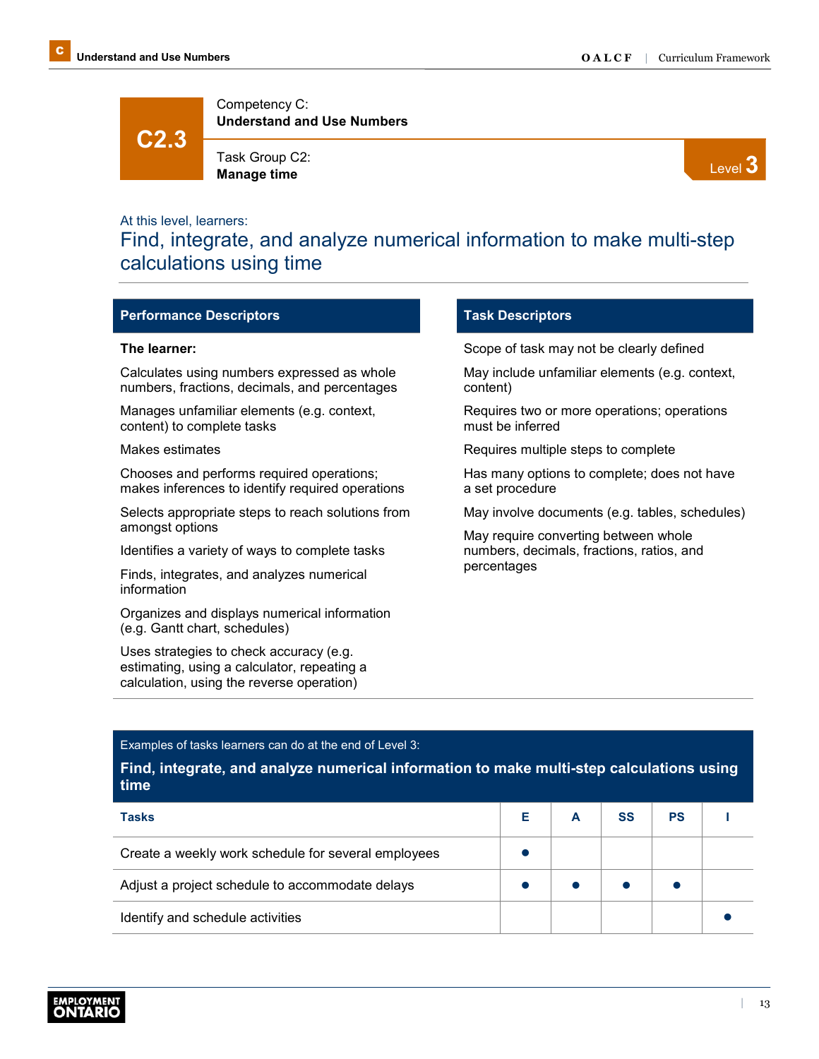# C2.3

Competency C:
**Understand and Use Numbers**

Task Group C2:
**Manage time**

Level 3

At this level, learners:

## Find, integrate, and analyze numerical information to make multi-step calculations using time

### Performance Descriptors

**The learner:**

- Calculates using numbers expressed as whole numbers, fractions, decimals, and percentages
- Manages unfamiliar elements (e.g. context, content) to complete tasks
- Makes estimates
- Chooses and performs required operations; makes inferences to identify required operations
- Selects appropriate steps to reach solutions from amongst options
- Identifies a variety of ways to complete tasks
- Finds, integrates, and analyzes numerical information
- Organizes and displays numerical information (e.g. Gantt chart, schedules)
- Uses strategies to check accuracy (e.g. estimating, using a calculator, repeating a calculation, using the reverse operation)

### Task Descriptors

- Scope of task may not be clearly defined
- May include unfamiliar elements (e.g. context, content)
- Requires two or more operations; operations must be inferred
- Requires multiple steps to complete
- Has many options to complete; does not have a set procedure
- May involve documents (e.g. tables, schedules)
- May require converting between whole numbers, decimals, fractions, ratios, and percentages

Examples of tasks learners can do at the end of Level 3:

**Find, integrate, and analyze numerical information to make multi-step calculations using time**

| Tasks | E | A | SS | PS | I |
|---|---|---|---|---|---|
| Create a weekly work schedule for several employees | ● | | | | |
| Adjust a project schedule to accommodate delays | ● | ● | ● | ● | |
| Identify and schedule activities | | | | | ● |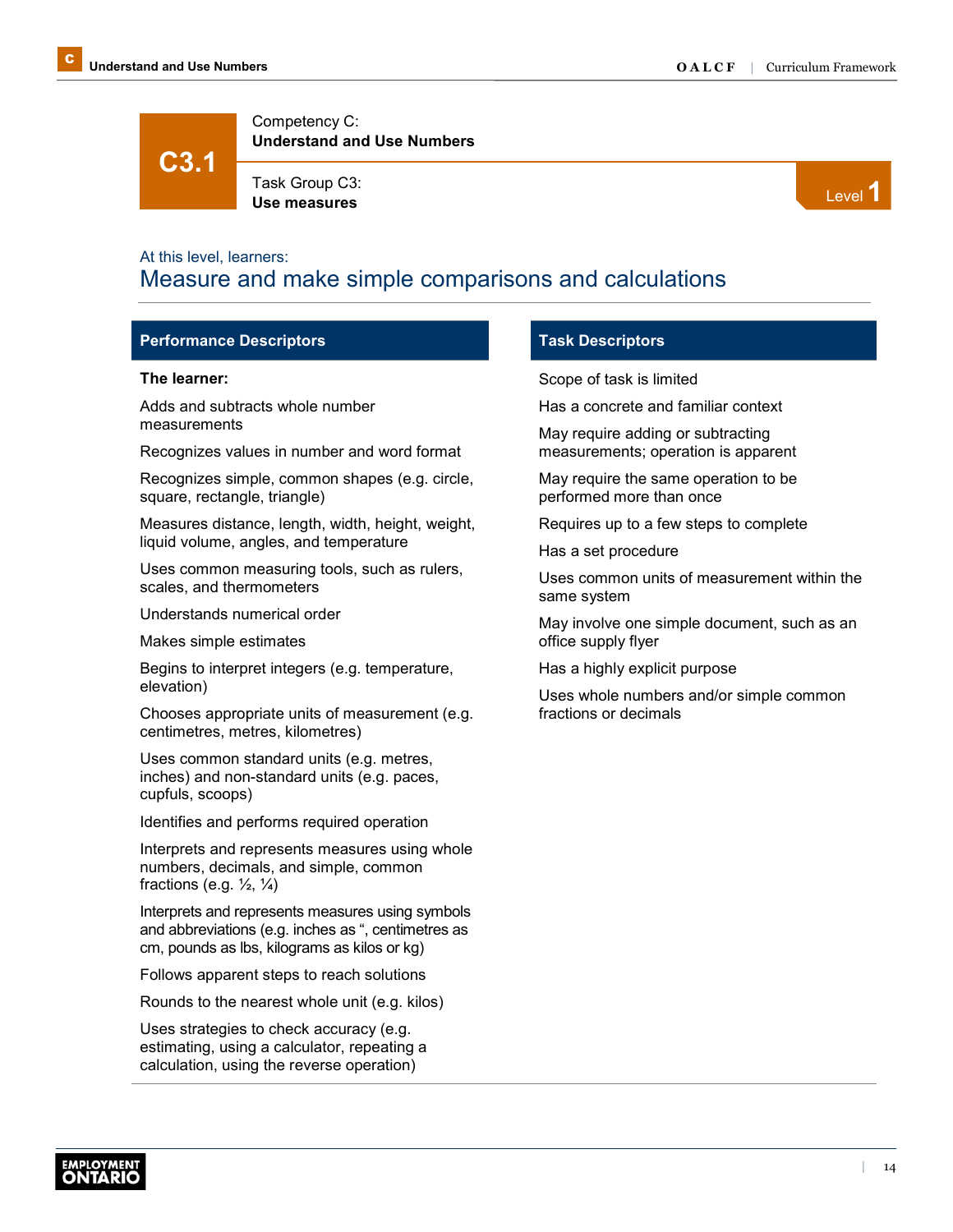# C3.1

Competency C:
**Understand and Use Numbers**

Task Group C3:
**Use measures**

Level 1

At this level, learners:

## Measure and make simple comparisons and calculations

### Performance Descriptors

**The learner:**

Adds and subtracts whole number measurements

Recognizes values in number and word format

Recognizes simple, common shapes (e.g. circle, square, rectangle, triangle)

Measures distance, length, width, height, weight, liquid volume, angles, and temperature

Uses common measuring tools, such as rulers, scales, and thermometers

Understands numerical order

Makes simple estimates

Begins to interpret integers (e.g. temperature, elevation)

Chooses appropriate units of measurement (e.g. centimetres, metres, kilometres)

Uses common standard units (e.g. metres, inches) and non-standard units (e.g. paces, cupfuls, scoops)

Identifies and performs required operation

Interprets and represents measures using whole numbers, decimals, and simple, common fractions (e.g. ½, ¼)

Interprets and represents measures using symbols and abbreviations (e.g. inches as “, centimetres as cm, pounds as lbs, kilograms as kilos or kg)

Follows apparent steps to reach solutions

Rounds to the nearest whole unit (e.g. kilos)

Uses strategies to check accuracy (e.g. estimating, using a calculator, repeating a calculation, using the reverse operation)

### Task Descriptors

Scope of task is limited

Has a concrete and familiar context

May require adding or subtracting measurements; operation is apparent

May require the same operation to be performed more than once

Requires up to a few steps to complete

Has a set procedure

Uses common units of measurement within the same system

May involve one simple document, such as an office supply flyer

Has a highly explicit purpose

Uses whole numbers and/or simple common fractions or decimals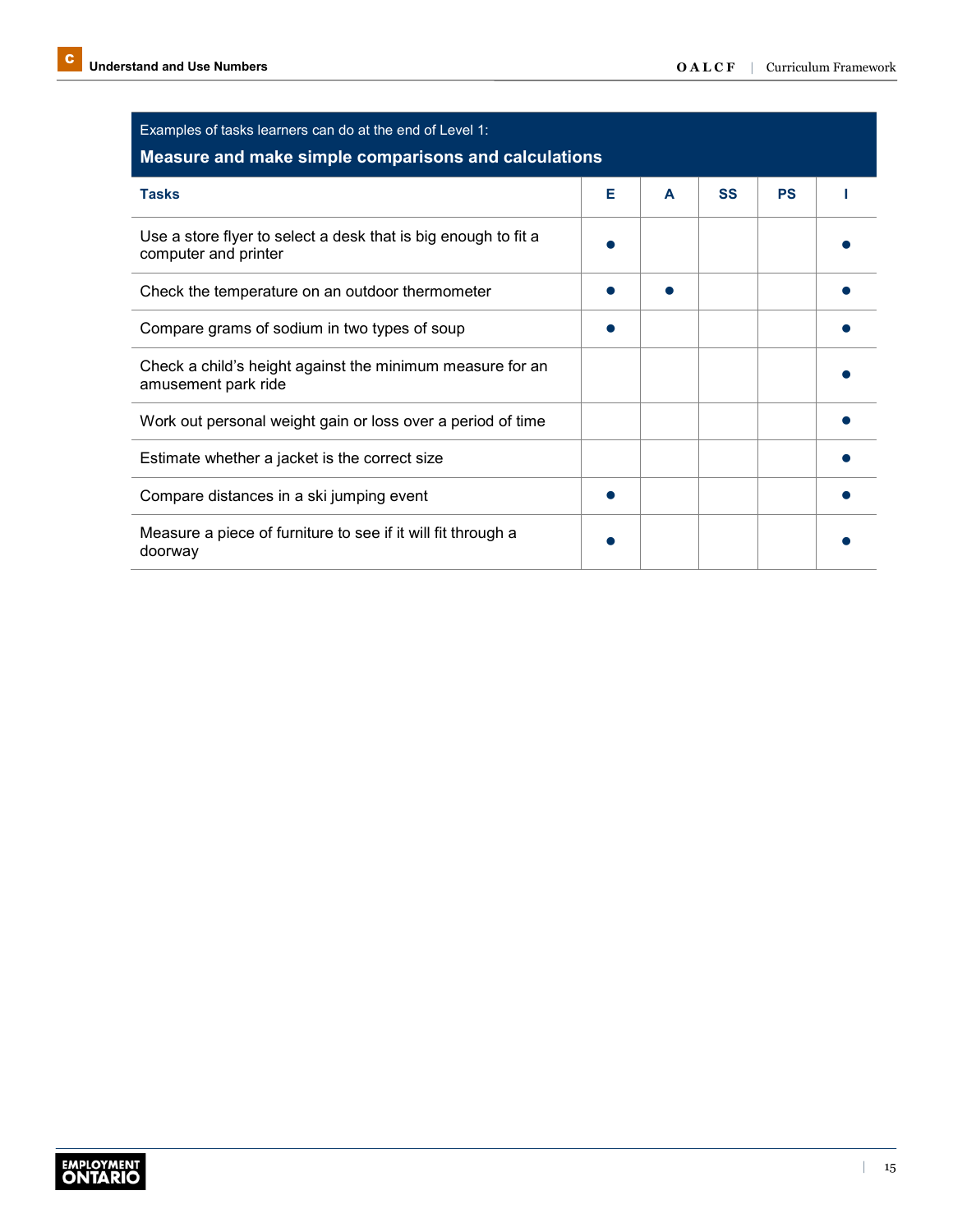Examples of tasks learners can do at the end of Level 1:

**Measure and make simple comparisons and calculations**

| Tasks | E | A | SS | PS | I |
|---|---|---|---|---|---|
| Use a store flyer to select a desk that is big enough to fit a computer and printer | ● | | | | ● |
| Check the temperature on an outdoor thermometer | ● | ● | | | ● |
| Compare grams of sodium in two types of soup | ● | | | | ● |
| Check a child's height against the minimum measure for an amusement park ride | | | | | ● |
| Work out personal weight gain or loss over a period of time | | | | | ● |
| Estimate whether a jacket is the correct size | | | | | ● |
| Compare distances in a ski jumping event | ● | | | | ● |
| Measure a piece of furniture to see if it will fit through a doorway | ● | | | | ● |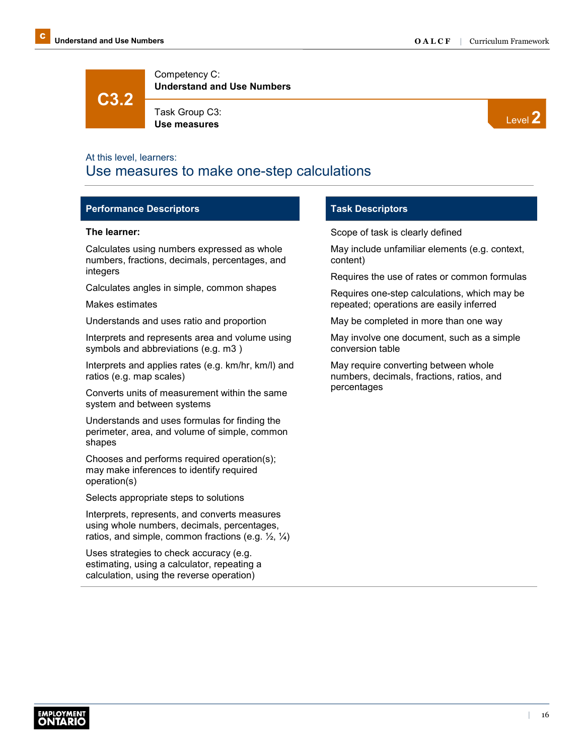# C3.2

Competency C:
**Understand and Use Numbers**

Task Group C3:
**Use measures**

Level 2

At this level, learners:

## Use measures to make one-step calculations

### Performance Descriptors

**The learner:**

Calculates using numbers expressed as whole numbers, fractions, decimals, percentages, and integers

Calculates angles in simple, common shapes

Makes estimates

Understands and uses ratio and proportion

Interprets and represents area and volume using symbols and abbreviations (e.g. m3 )

Interprets and applies rates (e.g. km/hr, km/l) and ratios (e.g. map scales)

Converts units of measurement within the same system and between systems

Understands and uses formulas for finding the perimeter, area, and volume of simple, common shapes

Chooses and performs required operation(s); may make inferences to identify required operation(s)

Selects appropriate steps to solutions

Interprets, represents, and converts measures using whole numbers, decimals, percentages, ratios, and simple, common fractions (e.g. ½, ¼)

Uses strategies to check accuracy (e.g. estimating, using a calculator, repeating a calculation, using the reverse operation)

### Task Descriptors

Scope of task is clearly defined

May include unfamiliar elements (e.g. context, content)

Requires the use of rates or common formulas

Requires one-step calculations, which may be repeated; operations are easily inferred

May be completed in more than one way

May involve one document, such as a simple conversion table

May require converting between whole numbers, decimals, fractions, ratios, and percentages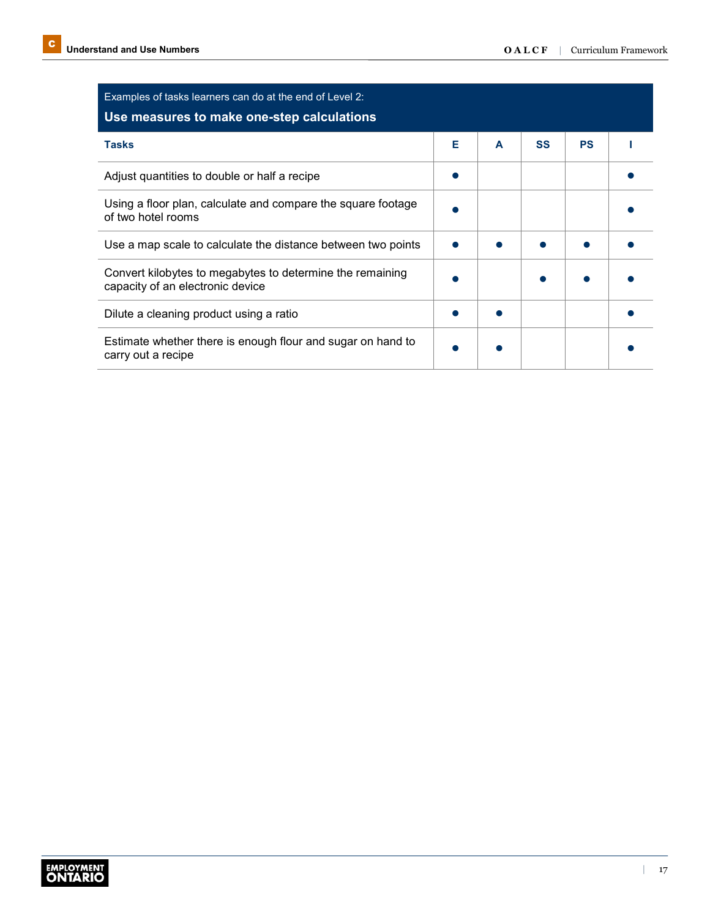Examples of tasks learners can do at the end of Level 2:

**Use measures to make one-step calculations**

| Tasks | E | A | SS | PS | I |
|---|---|---|---|---|---|
| Adjust quantities to double or half a recipe | ● | | | | ● |
| Using a floor plan, calculate and compare the square footage of two hotel rooms | ● | | | | ● |
| Use a map scale to calculate the distance between two points | ● | ● | ● | ● | ● |
| Convert kilobytes to megabytes to determine the remaining capacity of an electronic device | ● | | ● | ● | ● |
| Dilute a cleaning product using a ratio | ● | ● | | | ● |
| Estimate whether there is enough flour and sugar on hand to carry out a recipe | ● | ● | | | ● |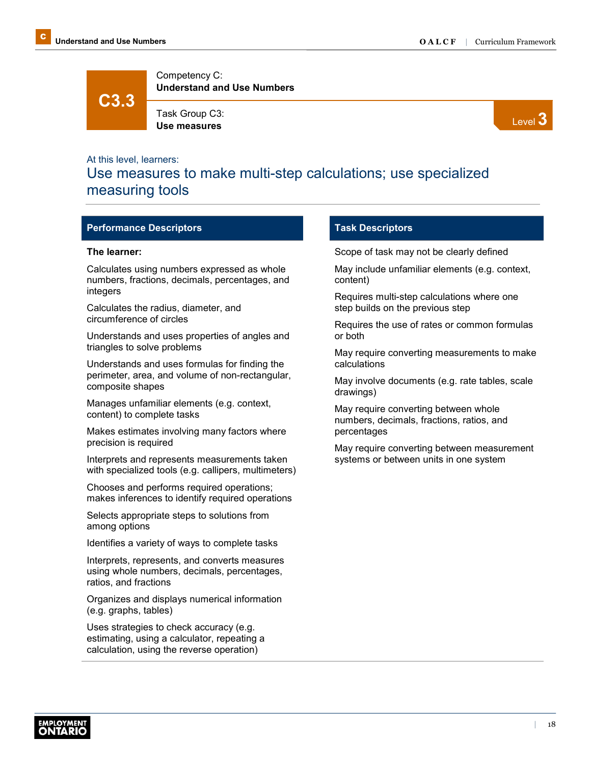# C3.3

Competency C:
**Understand and Use Numbers**

Task Group C3:
**Use measures**

Level **3**

At this level, learners:

## Use measures to make multi-step calculations; use specialized measuring tools

### Performance Descriptors

**The learner:**

- Calculates using numbers expressed as whole numbers, fractions, decimals, percentages, and integers
- Calculates the radius, diameter, and circumference of circles
- Understands and uses properties of angles and triangles to solve problems
- Understands and uses formulas for finding the perimeter, area, and volume of non-rectangular, composite shapes
- Manages unfamiliar elements (e.g. context, content) to complete tasks
- Makes estimates involving many factors where precision is required
- Interprets and represents measurements taken with specialized tools (e.g. callipers, multimeters)
- Chooses and performs required operations; makes inferences to identify required operations
- Selects appropriate steps to solutions from among options
- Identifies a variety of ways to complete tasks
- Interprets, represents, and converts measures using whole numbers, decimals, percentages, ratios, and fractions
- Organizes and displays numerical information (e.g. graphs, tables)
- Uses strategies to check accuracy (e.g. estimating, using a calculator, repeating a calculation, using the reverse operation)

### Task Descriptors

- Scope of task may not be clearly defined
- May include unfamiliar elements (e.g. context, content)
- Requires multi-step calculations where one step builds on the previous step
- Requires the use of rates or common formulas or both
- May require converting measurements to make calculations
- May involve documents (e.g. rate tables, scale drawings)
- May require converting between whole numbers, decimals, fractions, ratios, and percentages
- May require converting between measurement systems or between units in one system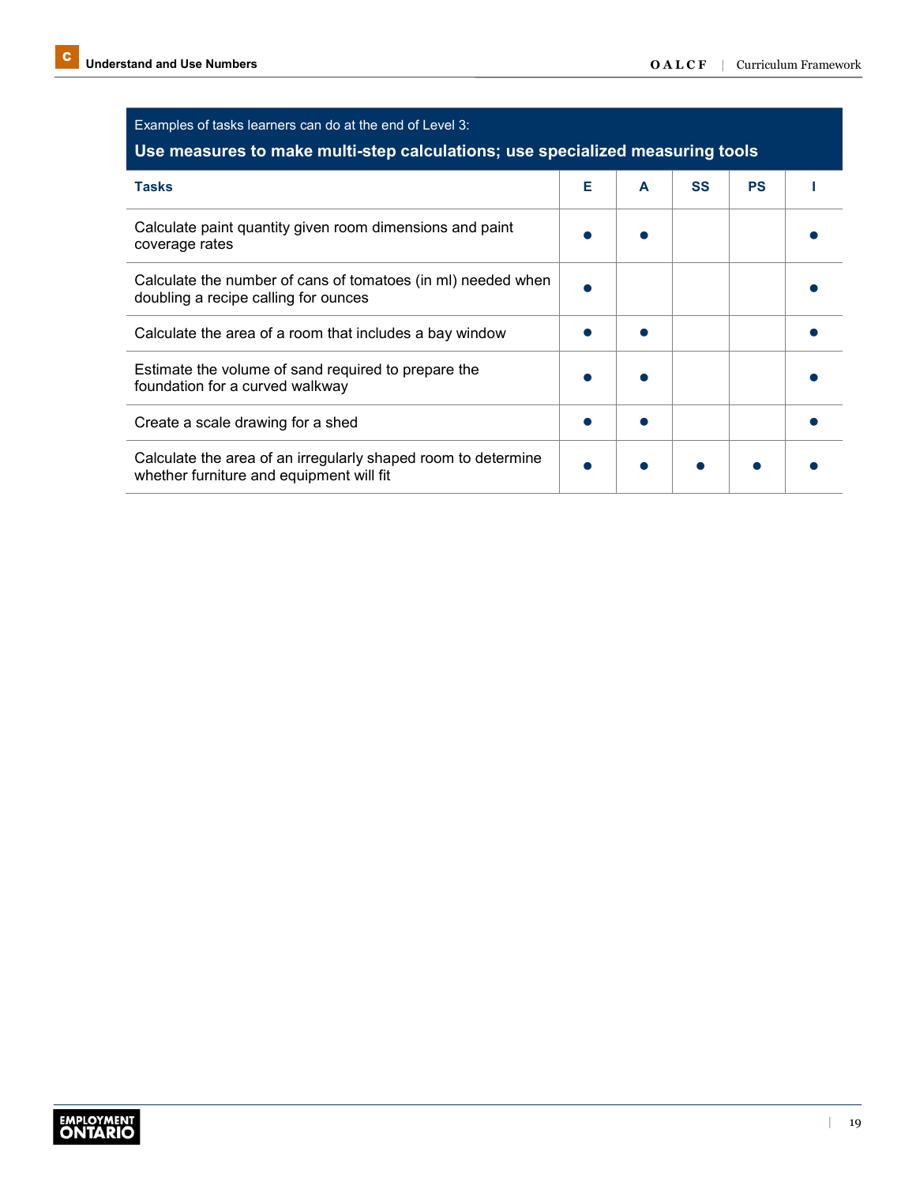Examples of tasks learners can do at the end of Level 3:

**Use measures to make multi-step calculations; use specialized measuring tools**

| Tasks | E | A | SS | PS | I |
|---|---|---|---|---|---|
| Calculate paint quantity given room dimensions and paint coverage rates | ● | ● | | | ● |
| Calculate the number of cans of tomatoes (in ml) needed when doubling a recipe calling for ounces | ● | | | | ● |
| Calculate the area of a room that includes a bay window | ● | ● | | | ● |
| Estimate the volume of sand required to prepare the foundation for a curved walkway | ● | ● | | | ● |
| Create a scale drawing for a shed | ● | ● | | | ● |
| Calculate the area of an irregularly shaped room to determine whether furniture and equipment will fit | ● | ● | ● | ● | ● |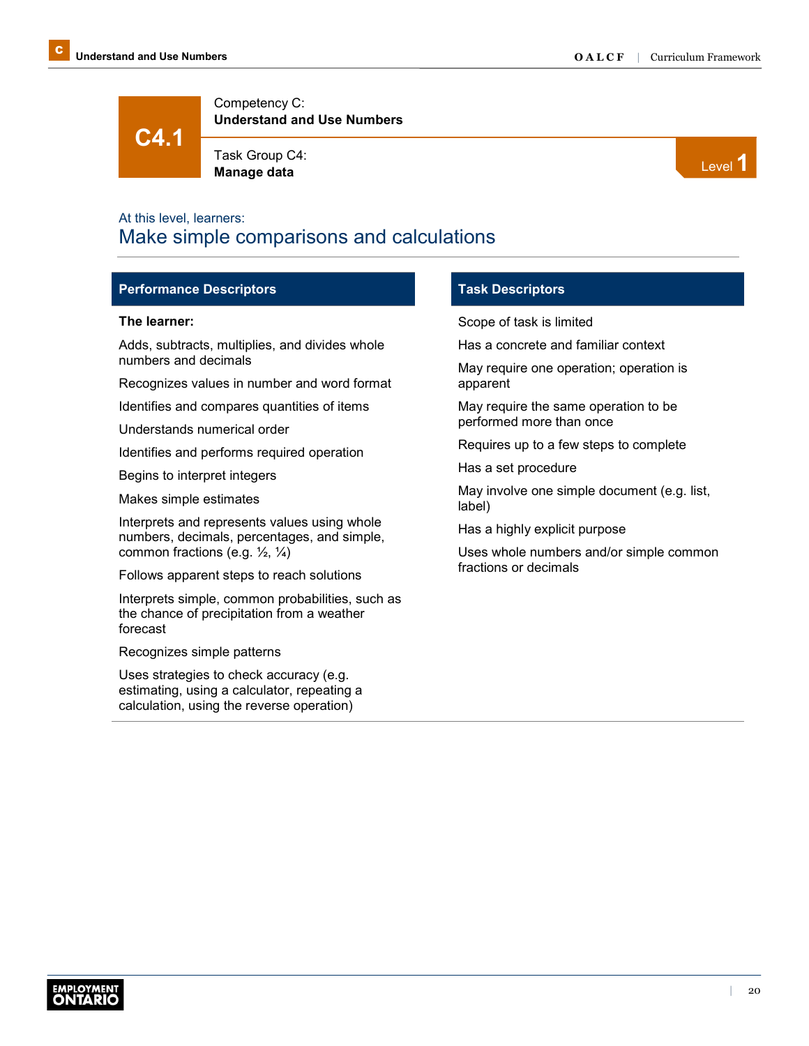# C4.1

Competency C:
**Understand and Use Numbers**

Task Group C4:
**Manage data**

Level 1

At this level, learners:

## Make simple comparisons and calculations

### Performance Descriptors

**The learner:**

Adds, subtracts, multiplies, and divides whole numbers and decimals

Recognizes values in number and word format

Identifies and compares quantities of items

Understands numerical order

Identifies and performs required operation

Begins to interpret integers

Makes simple estimates

Interprets and represents values using whole numbers, decimals, percentages, and simple, common fractions (e.g. ½, ¼)

Follows apparent steps to reach solutions

Interprets simple, common probabilities, such as the chance of precipitation from a weather forecast

Recognizes simple patterns

Uses strategies to check accuracy (e.g. estimating, using a calculator, repeating a calculation, using the reverse operation)

### Task Descriptors

Scope of task is limited

Has a concrete and familiar context

May require one operation; operation is apparent

May require the same operation to be performed more than once

Requires up to a few steps to complete

Has a set procedure

May involve one simple document (e.g. list, label)

Has a highly explicit purpose

Uses whole numbers and/or simple common fractions or decimals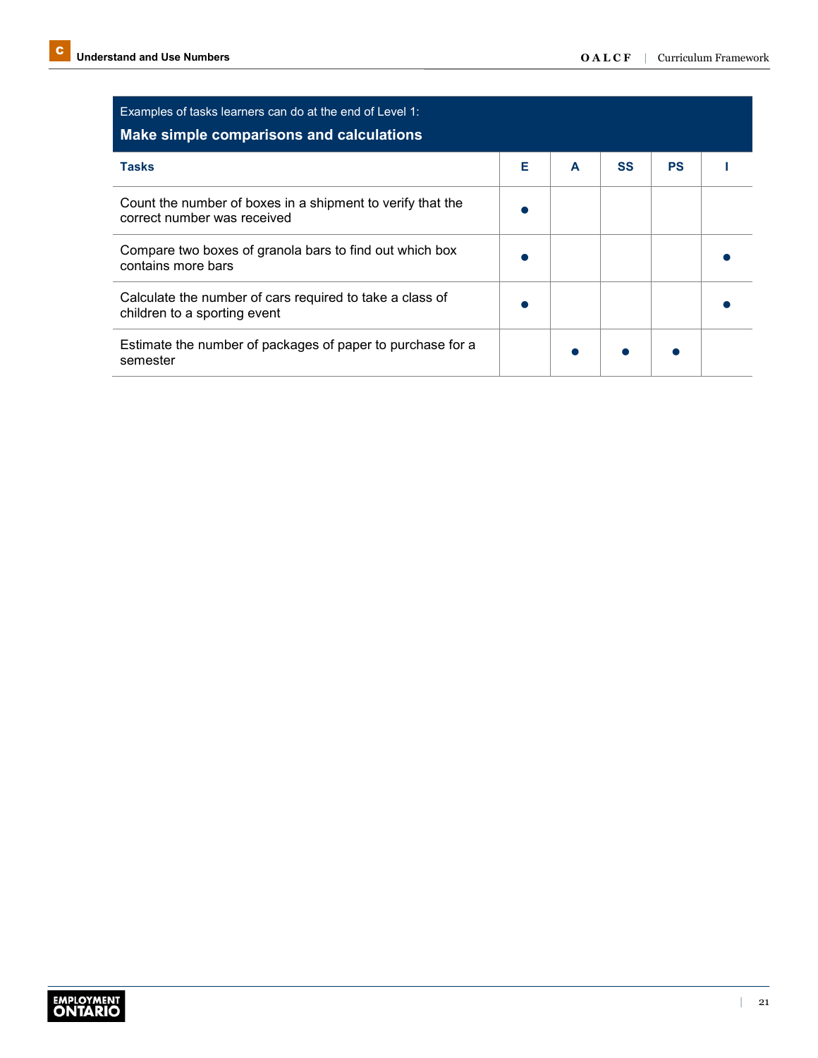Examples of tasks learners can do at the end of Level 1:

**Make simple comparisons and calculations**

| Tasks | E | A | SS | PS | I |
|---|---|---|---|---|---|
| Count the number of boxes in a shipment to verify that the correct number was received | ● | | | | |
| Compare two boxes of granola bars to find out which box contains more bars | ● | | | | ● |
| Calculate the number of cars required to take a class of children to a sporting event | ● | | | | ● |
| Estimate the number of packages of paper to purchase for a semester | | ● | ● | ● | |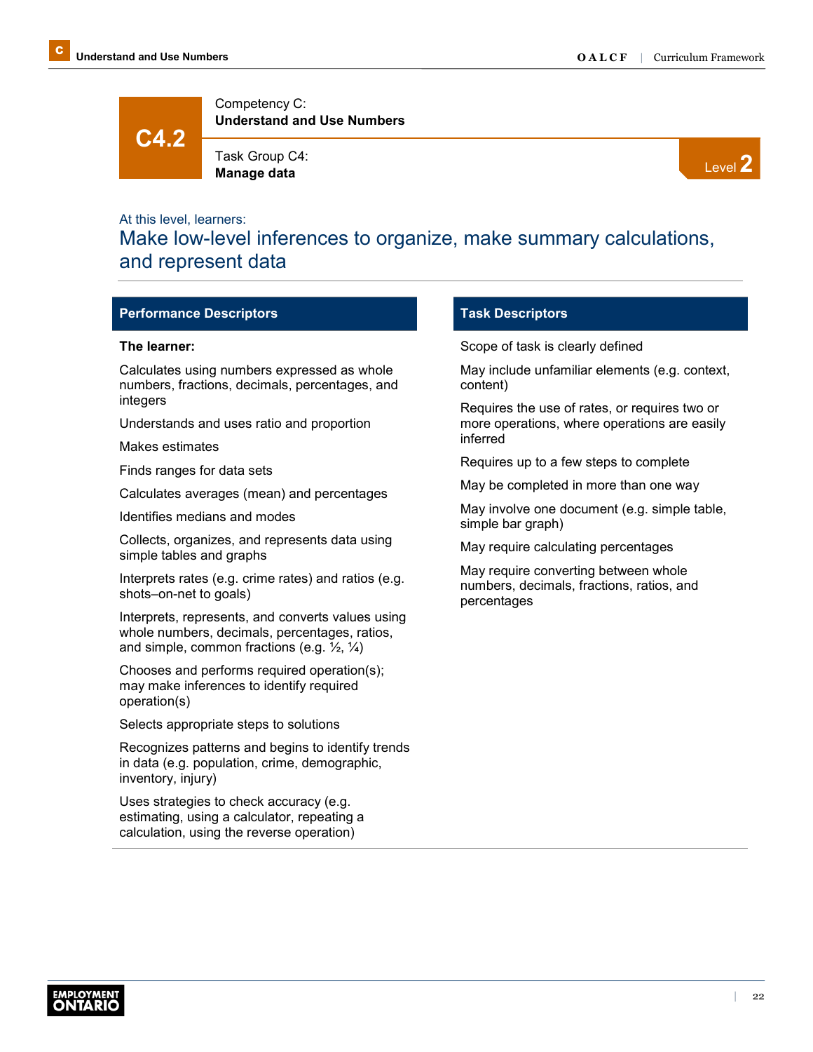# C4.2

Competency C:
**Understand and Use Numbers**

Task Group C4:
**Manage data**

Level 2

At this level, learners:

## Make low-level inferences to organize, make summary calculations, and represent data

### Performance Descriptors

**The learner:**

Calculates using numbers expressed as whole numbers, fractions, decimals, percentages, and integers

Understands and uses ratio and proportion

Makes estimates

Finds ranges for data sets

Calculates averages (mean) and percentages

Identifies medians and modes

Collects, organizes, and represents data using simple tables and graphs

Interprets rates (e.g. crime rates) and ratios (e.g. shots–on-net to goals)

Interprets, represents, and converts values using whole numbers, decimals, percentages, ratios, and simple, common fractions (e.g. ½, ¼)

Chooses and performs required operation(s); may make inferences to identify required operation(s)

Selects appropriate steps to solutions

Recognizes patterns and begins to identify trends in data (e.g. population, crime, demographic, inventory, injury)

Uses strategies to check accuracy (e.g. estimating, using a calculator, repeating a calculation, using the reverse operation)

### Task Descriptors

Scope of task is clearly defined

May include unfamiliar elements (e.g. context, content)

Requires the use of rates, or requires two or more operations, where operations are easily inferred

Requires up to a few steps to complete

May be completed in more than one way

May involve one document (e.g. simple table, simple bar graph)

May require calculating percentages

May require converting between whole numbers, decimals, fractions, ratios, and percentages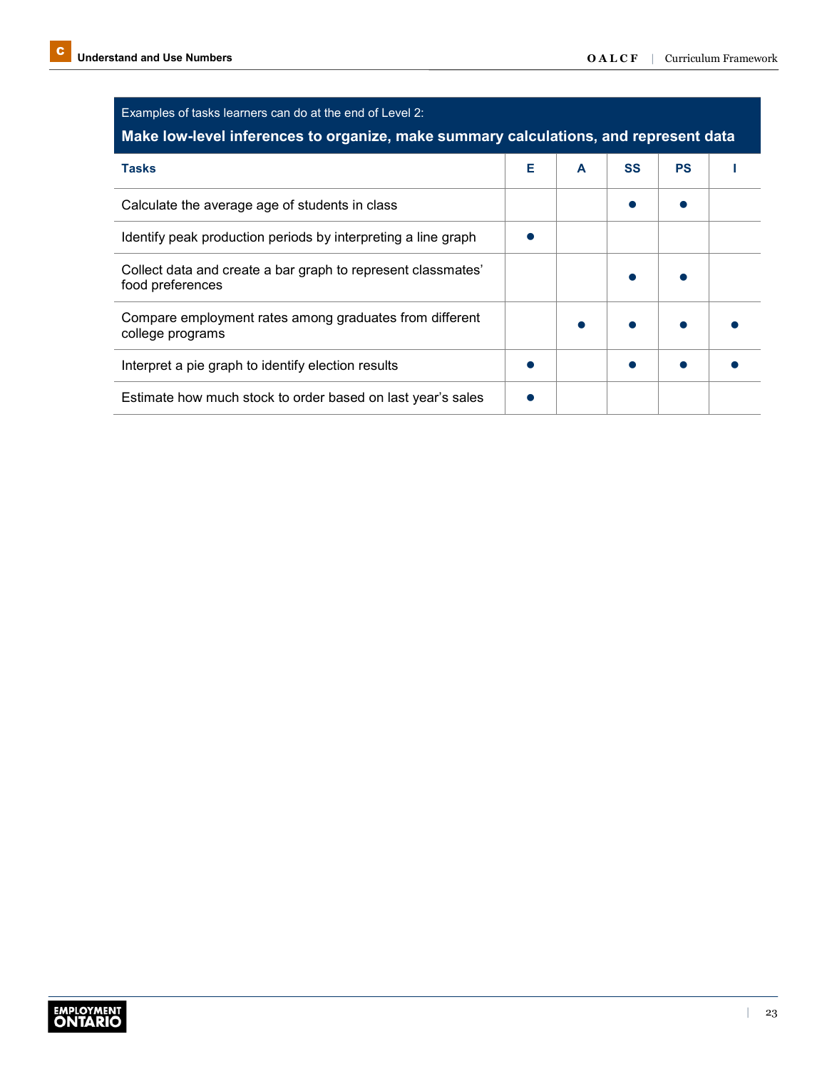Examples of tasks learners can do at the end of Level 2:

**Make low-level inferences to organize, make summary calculations, and represent data**

| Tasks | E | A | SS | PS | I |
|---|---|---|---|---|---|
| Calculate the average age of students in class | | | ● | ● | |
| Identify peak production periods by interpreting a line graph | ● | | | | |
| Collect data and create a bar graph to represent classmates' food preferences | | | ● | ● | |
| Compare employment rates among graduates from different college programs | | ● | ● | ● | ● |
| Interpret a pie graph to identify election results | ● | | ● | ● | ● |
| Estimate how much stock to order based on last year's sales | ● | | | | |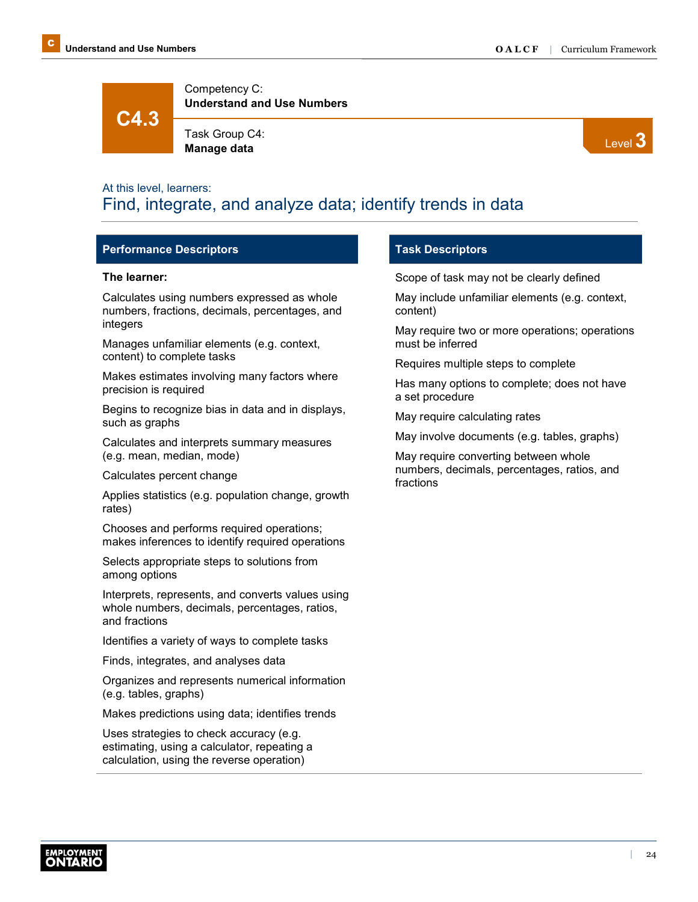# C4.3

Competency C:
**Understand and Use Numbers**

Task Group C4:
**Manage data**

Level 3

At this level, learners:

## Find, integrate, and analyze data; identify trends in data

### Performance Descriptors

**The learner:**

Calculates using numbers expressed as whole numbers, fractions, decimals, percentages, and integers

Manages unfamiliar elements (e.g. context, content) to complete tasks

Makes estimates involving many factors where precision is required

Begins to recognize bias in data and in displays, such as graphs

Calculates and interprets summary measures (e.g. mean, median, mode)

Calculates percent change

Applies statistics (e.g. population change, growth rates)

Chooses and performs required operations; makes inferences to identify required operations

Selects appropriate steps to solutions from among options

Interprets, represents, and converts values using whole numbers, decimals, percentages, ratios, and fractions

Identifies a variety of ways to complete tasks

Finds, integrates, and analyses data

Organizes and represents numerical information (e.g. tables, graphs)

Makes predictions using data; identifies trends

Uses strategies to check accuracy (e.g. estimating, using a calculator, repeating a calculation, using the reverse operation)

### Task Descriptors

Scope of task may not be clearly defined

May include unfamiliar elements (e.g. context, content)

May require two or more operations; operations must be inferred

Requires multiple steps to complete

Has many options to complete; does not have a set procedure

May require calculating rates

May involve documents (e.g. tables, graphs)

May require converting between whole numbers, decimals, percentages, ratios, and fractions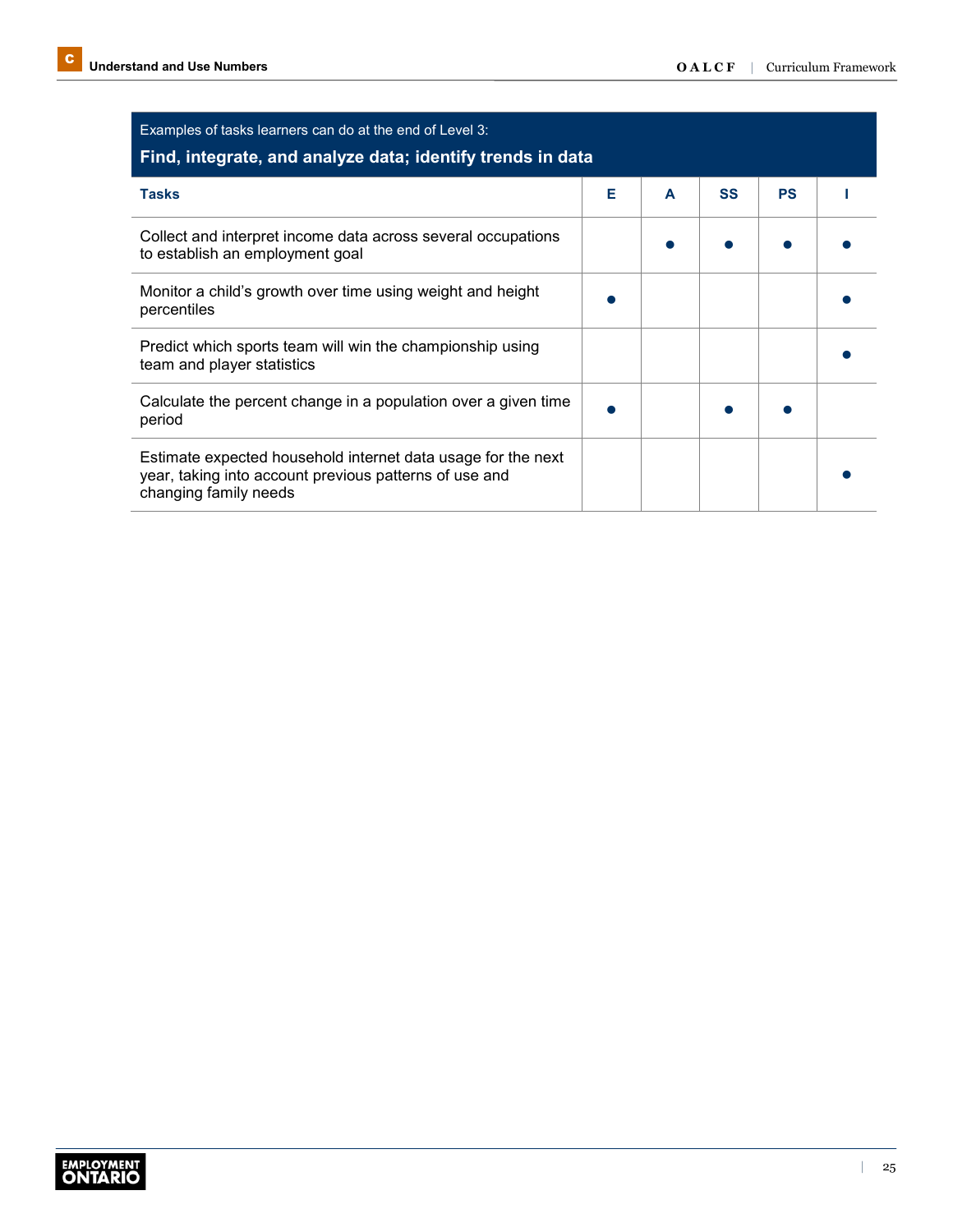Examples of tasks learners can do at the end of Level 3:

**Find, integrate, and analyze data; identify trends in data**

| Tasks | E | A | SS | PS | I |
|---|---|---|---|---|---|
| Collect and interpret income data across several occupations to establish an employment goal | | ● | ● | ● | ● |
| Monitor a child’s growth over time using weight and height percentiles | ● | | | | ● |
| Predict which sports team will win the championship using team and player statistics | | | | | ● |
| Calculate the percent change in a population over a given time period | ● | | ● | ● | |
| Estimate expected household internet data usage for the next year, taking into account previous patterns of use and changing family needs | | | | | ● |